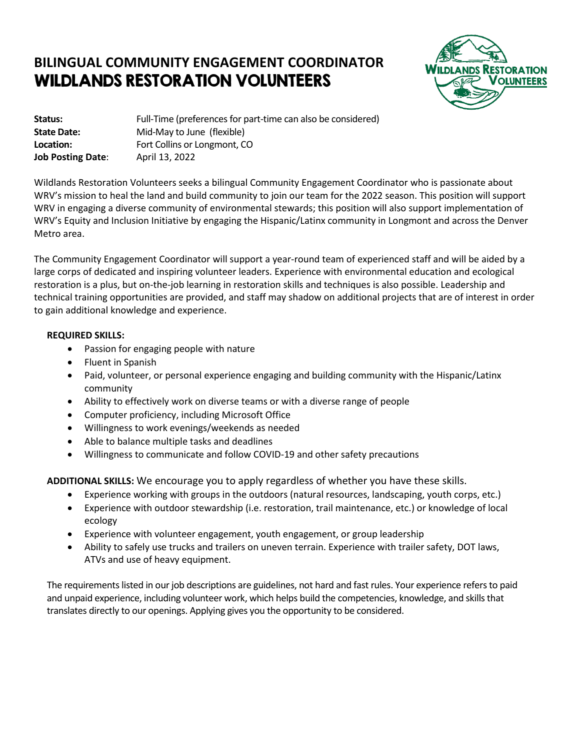# BILINGUAL COMMUNITY ENGAGEMENT COORDINATOR
# WILDLANDS RESTORATION VOLUNTEERS

**Status:** Full-Time (preferences for part-time can also be considered)
**State Date:** Mid-May to June (flexible)
**Location:** Fort Collins or Longmont, CO
**Job Posting Date**: April 13, 2022

Wildlands Restoration Volunteers seeks a bilingual Community Engagement Coordinator who is passionate about WRV's mission to heal the land and build community to join our team for the 2022 season. This position will support WRV in engaging a diverse community of environmental stewards; this position will also support implementation of WRV's Equity and Inclusion Initiative by engaging the Hispanic/Latinx community in Longmont and across the Denver Metro area.

The Community Engagement Coordinator will support a year-round team of experienced staff and will be aided by a large corps of dedicated and inspiring volunteer leaders. Experience with environmental education and ecological restoration is a plus, but on-the-job learning in restoration skills and techniques is also possible. Leadership and technical training opportunities are provided, and staff may shadow on additional projects that are of interest in order to gain additional knowledge and experience.

**REQUIRED SKILLS:**

- Passion for engaging people with nature
- Fluent in Spanish
- Paid, volunteer, or personal experience engaging and building community with the Hispanic/Latinx community
- Ability to effectively work on diverse teams or with a diverse range of people
- Computer proficiency, including Microsoft Office
- Willingness to work evenings/weekends as needed
- Able to balance multiple tasks and deadlines
- Willingness to communicate and follow COVID-19 and other safety precautions

**ADDITIONAL SKILLS:** We encourage you to apply regardless of whether you have these skills.

- Experience working with groups in the outdoors (natural resources, landscaping, youth corps, etc.)
- Experience with outdoor stewardship (i.e. restoration, trail maintenance, etc.) or knowledge of local ecology
- Experience with volunteer engagement, youth engagement, or group leadership
- Ability to safely use trucks and trailers on uneven terrain. Experience with trailer safety, DOT laws, ATVs and use of heavy equipment.

The requirements listed in our job descriptions are guidelines, not hard and fast rules. Your experience refers to paid and unpaid experience, including volunteer work, which helps build the competencies, knowledge, and skills that translates directly to our openings. Applying gives you the opportunity to be considered.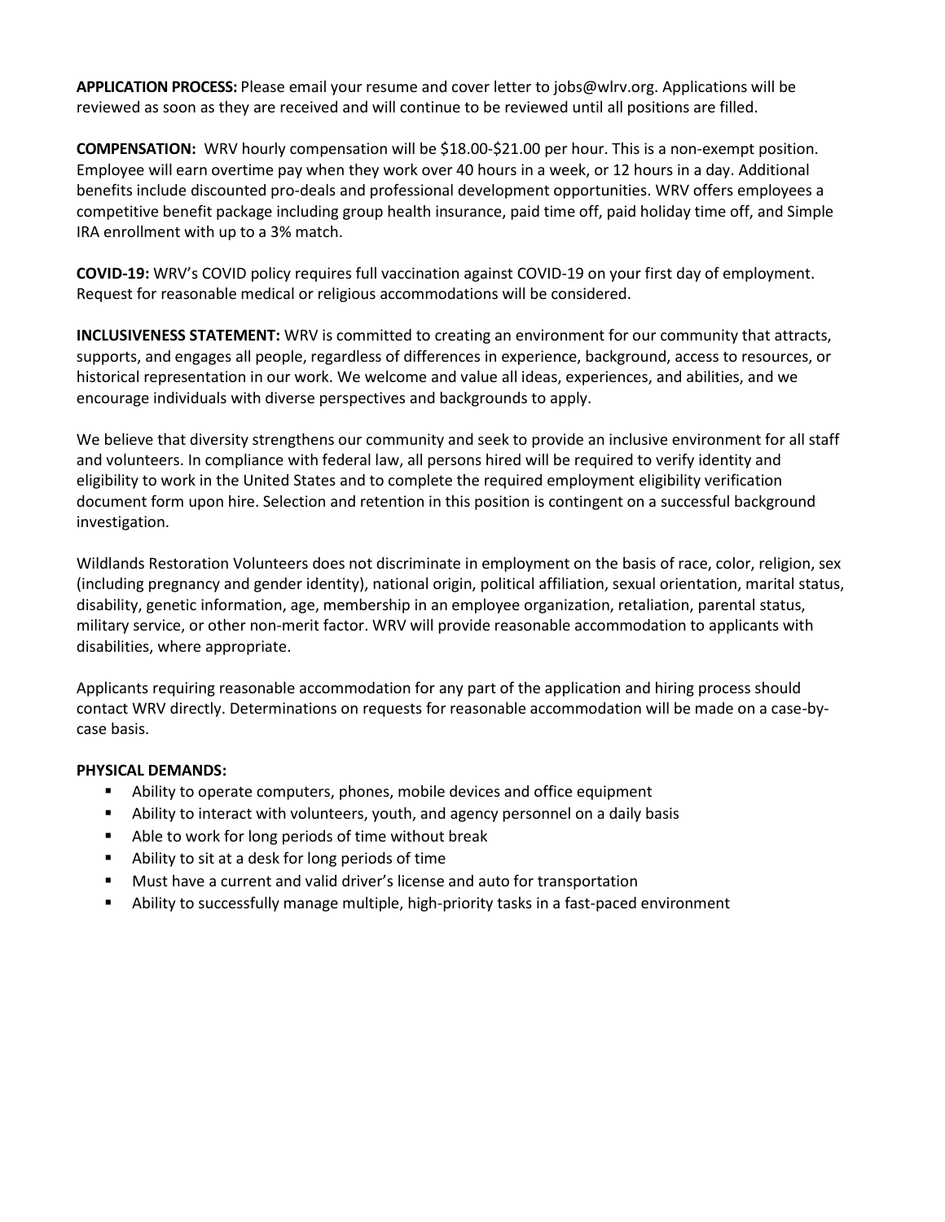**APPLICATION PROCESS:** Please email your resume and cover letter to jobs@wlrv.org. Applications will be reviewed as soon as they are received and will continue to be reviewed until all positions are filled.

**COMPENSATION:** WRV hourly compensation will be $18.00-$21.00 per hour. This is a non-exempt position. Employee will earn overtime pay when they work over 40 hours in a week, or 12 hours in a day. Additional benefits include discounted pro-deals and professional development opportunities. WRV offers employees a competitive benefit package including group health insurance, paid time off, paid holiday time off, and Simple IRA enrollment with up to a 3% match.

**COVID-19:** WRV's COVID policy requires full vaccination against COVID-19 on your first day of employment. Request for reasonable medical or religious accommodations will be considered.

**INCLUSIVENESS STATEMENT:** WRV is committed to creating an environment for our community that attracts, supports, and engages all people, regardless of differences in experience, background, access to resources, or historical representation in our work. We welcome and value all ideas, experiences, and abilities, and we encourage individuals with diverse perspectives and backgrounds to apply.

We believe that diversity strengthens our community and seek to provide an inclusive environment for all staff and volunteers. In compliance with federal law, all persons hired will be required to verify identity and eligibility to work in the United States and to complete the required employment eligibility verification document form upon hire. Selection and retention in this position is contingent on a successful background investigation.

Wildlands Restoration Volunteers does not discriminate in employment on the basis of race, color, religion, sex (including pregnancy and gender identity), national origin, political affiliation, sexual orientation, marital status, disability, genetic information, age, membership in an employee organization, retaliation, parental status, military service, or other non-merit factor. WRV will provide reasonable accommodation to applicants with disabilities, where appropriate.

Applicants requiring reasonable accommodation for any part of the application and hiring process should contact WRV directly. Determinations on requests for reasonable accommodation will be made on a case-by-case basis.

**PHYSICAL DEMANDS:**

- Ability to operate computers, phones, mobile devices and office equipment
- Ability to interact with volunteers, youth, and agency personnel on a daily basis
- Able to work for long periods of time without break
- Ability to sit at a desk for long periods of time
- Must have a current and valid driver's license and auto for transportation
- Ability to successfully manage multiple, high-priority tasks in a fast-paced environment